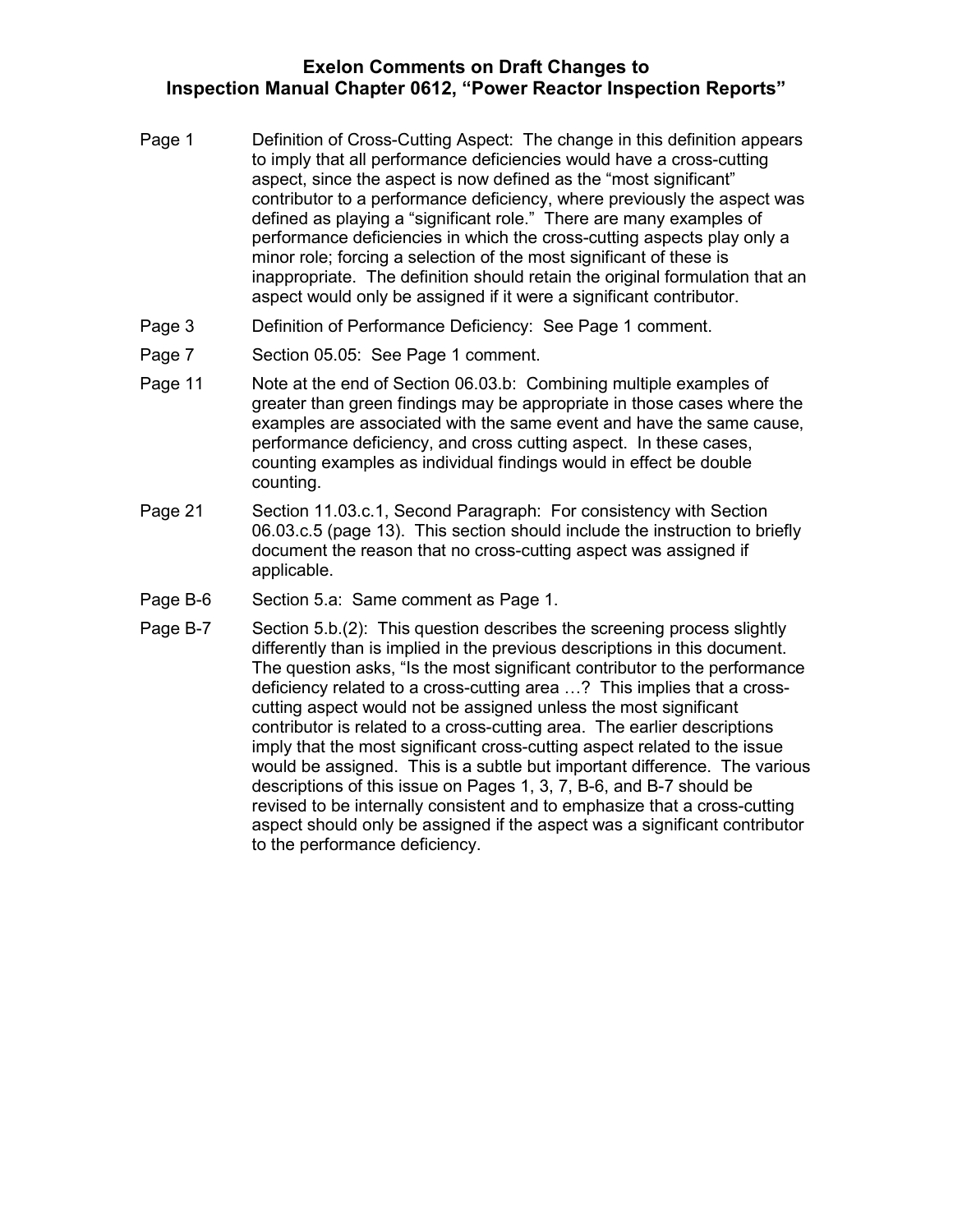# Exelon Comments on Draft Changes to Inspection Manual Chapter 0612, "Power Reactor Inspection Reports"

| | |
|---|---|
| Page 1 | Definition of Cross-Cutting Aspect: The change in this definition appears to imply that all performance deficiencies would have a cross-cutting aspect, since the aspect is now defined as the "most significant" contributor to a performance deficiency, where previously the aspect was defined as playing a "significant role." There are many examples of performance deficiencies in which the cross-cutting aspects play only a minor role; forcing a selection of the most significant of these is inappropriate. The definition should retain the original formulation that an aspect would only be assigned if it were a significant contributor. |
| Page 3 | Definition of Performance Deficiency: See Page 1 comment. |
| Page 7 | Section 05.05: See Page 1 comment. |
| Page 11 | Note at the end of Section 06.03.b: Combining multiple examples of greater than green findings may be appropriate in those cases where the examples are associated with the same event and have the same cause, performance deficiency, and cross cutting aspect. In these cases, counting examples as individual findings would in effect be double counting. |
| Page 21 | Section 11.03.c.1, Second Paragraph: For consistency with Section 06.03.c.5 (page 13). This section should include the instruction to briefly document the reason that no cross-cutting aspect was assigned if applicable. |
| Page B-6 | Section 5.a: Same comment as Page 1. |
| Page B-7 | Section 5.b.(2): This question describes the screening process slightly differently than is implied in the previous descriptions in this document. The question asks, "Is the most significant contributor to the performance deficiency related to a cross-cutting area …? This implies that a cross-cutting aspect would not be assigned unless the most significant contributor is related to a cross-cutting area. The earlier descriptions imply that the most significant cross-cutting aspect related to the issue would be assigned. This is a subtle but important difference. The various descriptions of this issue on Pages 1, 3, 7, B-6, and B-7 should be revised to be internally consistent and to emphasize that a cross-cutting aspect should only be assigned if the aspect was a significant contributor to the performance deficiency. |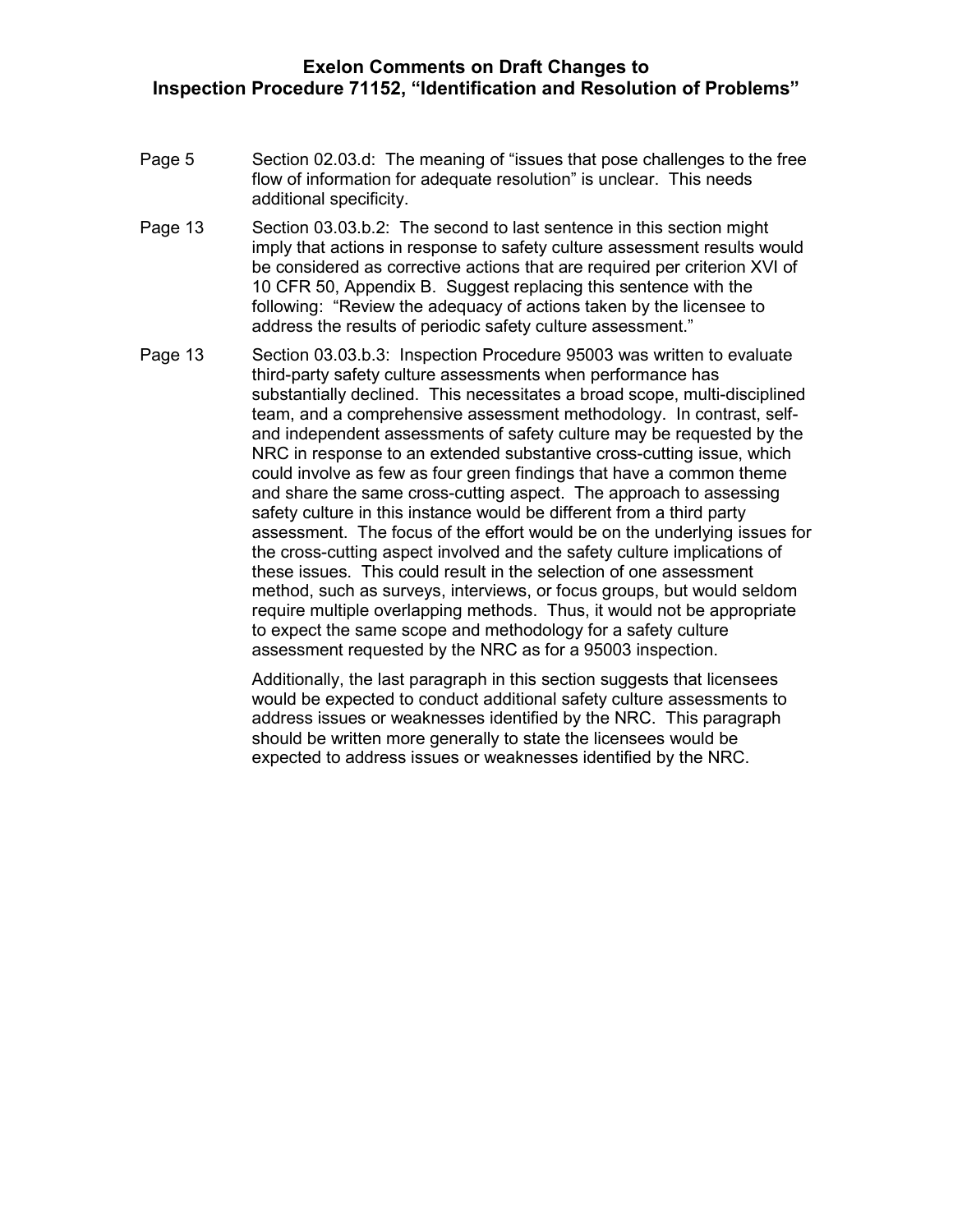# Exelon Comments on Draft Changes to Inspection Procedure 71152, "Identification and Resolution of Problems"

| | |
|---|---|
| Page 5 | Section 02.03.d: The meaning of "issues that pose challenges to the free flow of information for adequate resolution" is unclear. This needs additional specificity. |
| Page 13 | Section 03.03.b.2: The second to last sentence in this section might imply that actions in response to safety culture assessment results would be considered as corrective actions that are required per criterion XVI of 10 CFR 50, Appendix B. Suggest replacing this sentence with the following: "Review the adequacy of actions taken by the licensee to address the results of periodic safety culture assessment." |
| Page 13 | Section 03.03.b.3: Inspection Procedure 95003 was written to evaluate third-party safety culture assessments when performance has substantially declined. This necessitates a broad scope, multi-disciplined team, and a comprehensive assessment methodology. In contrast, self- and independent assessments of safety culture may be requested by the NRC in response to an extended substantive cross-cutting issue, which could involve as few as four green findings that have a common theme and share the same cross-cutting aspect. The approach to assessing safety culture in this instance would be different from a third party assessment. The focus of the effort would be on the underlying issues for the cross-cutting aspect involved and the safety culture implications of these issues. This could result in the selection of one assessment method, such as surveys, interviews, or focus groups, but would seldom require multiple overlapping methods. Thus, it would not be appropriate to expect the same scope and methodology for a safety culture assessment requested by the NRC as for a 95003 inspection.<br><br>Additionally, the last paragraph in this section suggests that licensees would be expected to conduct additional safety culture assessments to address issues or weaknesses identified by the NRC. This paragraph should be written more generally to state the licensees would be expected to address issues or weaknesses identified by the NRC. |